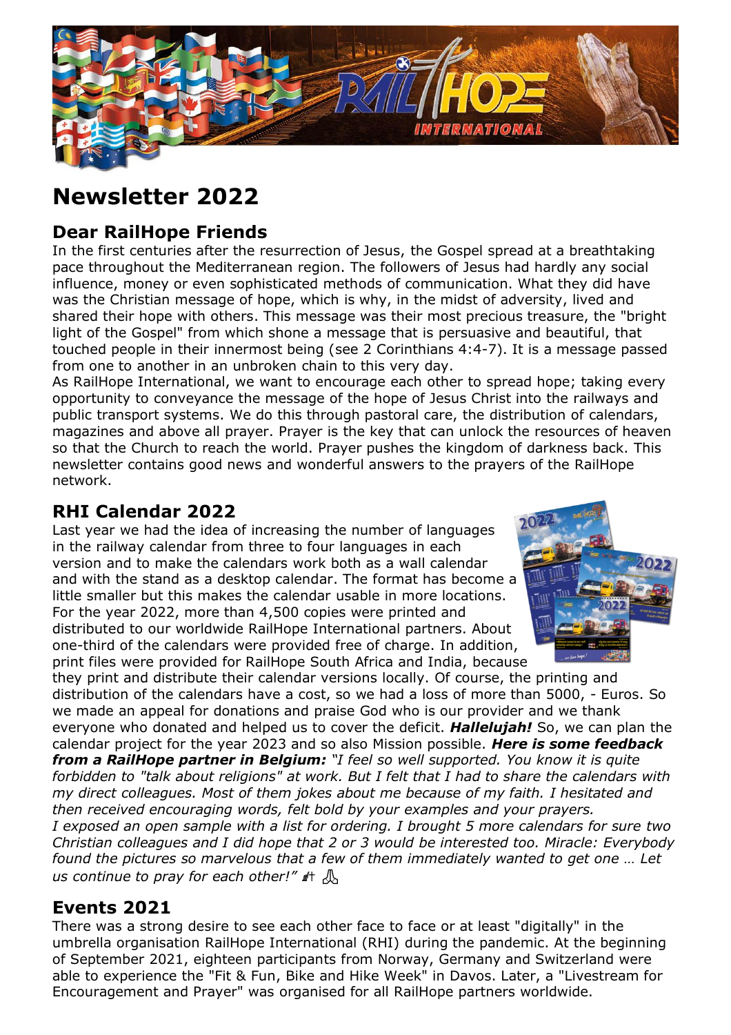# Newsletter 2022

## Dear RailHope Friends

In the first centuries after the resurrection of Jesus, the Gospel spread at a breathtaking pace throughout the Mediterranean region. The followers of Jesus had hardly any social influence, money or even sophisticated methods of communication. What they did have was the Christian message of hope, which is why, in the midst of adversity, lived and shared their hope with others. This message was their most precious treasure, the "bright light of the Gospel" from which shone a message that is persuasive and beautiful, that touched people in their innermost being (see 2 Corinthians 4:4-7). It is a message passed from one to another in an unbroken chain to this very day.
As RailHope International, we want to encourage each other to spread hope; taking every opportunity to conveyance the message of the hope of Jesus Christ into the railways and public transport systems. We do this through pastoral care, the distribution of calendars, magazines and above all prayer. Prayer is the key that can unlock the resources of heaven so that the Church to reach the world. Prayer pushes the kingdom of darkness back. This newsletter contains good news and wonderful answers to the prayers of the RailHope network.

## RHI Calendar 2022

Last year we had the idea of increasing the number of languages in the railway calendar from three to four languages in each version and to make the calendars work both as a wall calendar and with the stand as a desktop calendar. The format has become a little smaller but this makes the calendar usable in more locations. For the year 2022, more than 4,500 copies were printed and distributed to our worldwide RailHope International partners. About one-third of the calendars were provided free of charge. In addition, print files were provided for RailHope South Africa and India, because they print and distribute their calendar versions locally. Of course, the printing and distribution of the calendars have a cost, so we had a loss of more than 5000, - Euros. So we made an appeal for donations and praise God who is our provider and we thank everyone who donated and helped us to cover the deficit. ***Hallelujah!*** So, we can plan the calendar project for the year 2023 and so also Mission possible. ***Here is some feedback from a RailHope partner in Belgium:*** *"I feel so well supported. You know it is quite forbidden to "talk about religions" at work. But I felt that I had to share the calendars with my direct colleagues. Most of them jokes about me because of my faith. I hesitated and then received encouraging words, felt bold by your examples and your prayers.*
*I exposed an open sample with a list for ordering. I brought 5 more calendars for sure two Christian colleagues and I did hope that 2 or 3 would be interested too. Miracle: Everybody found the pictures so marvelous that a few of them immediately wanted to get one … Let us continue to pray for each other!"*

## Events 2021

There was a strong desire to see each other face to face or at least "digitally" in the umbrella organisation RailHope International (RHI) during the pandemic. At the beginning of September 2021, eighteen participants from Norway, Germany and Switzerland were able to experience the "Fit & Fun, Bike and Hike Week" in Davos. Later, a "Livestream for Encouragement and Prayer" was organised for all RailHope partners worldwide.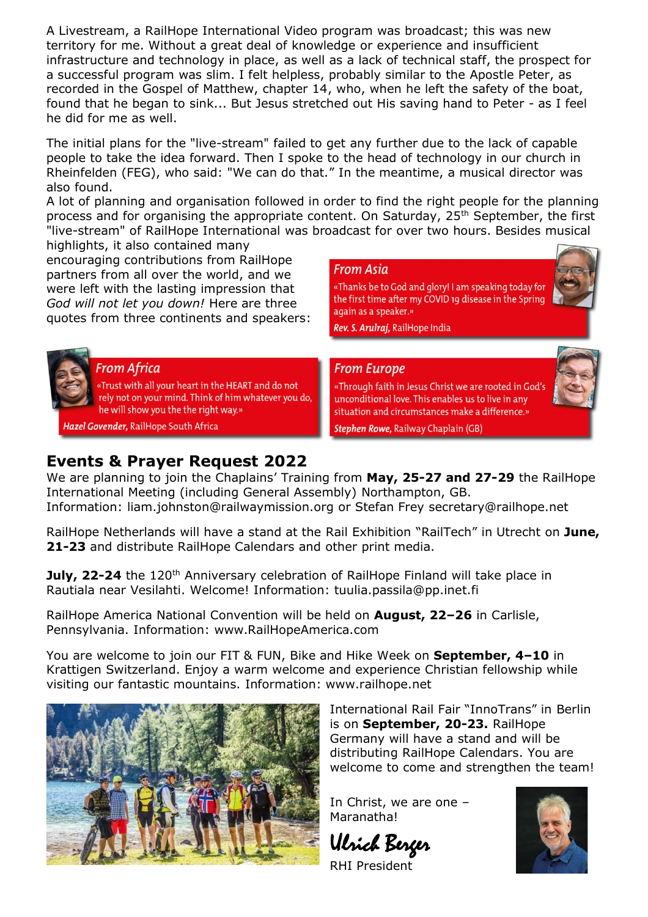A Livestream, a RailHope International Video program was broadcast; this was new territory for me. Without a great deal of knowledge or experience and insufficient infrastructure and technology in place, as well as a lack of technical staff, the prospect for a successful program was slim. I felt helpless, probably similar to the Apostle Peter, as recorded in the Gospel of Matthew, chapter 14, who, when he left the safety of the boat, found that he began to sink... But Jesus stretched out His saving hand to Peter - as I feel he did for me as well.

The initial plans for the "live-stream" failed to get any further due to the lack of capable people to take the idea forward. Then I spoke to the head of technology in our church in Rheinfelden (FEG), who said: "We can do that." In the meantime, a musical director was also found.
A lot of planning and organisation followed in order to find the right people for the planning process and for organising the appropriate content. On Saturday, 25th September, the first "live-stream" of RailHope International was broadcast for over two hours. Besides musical highlights, it also contained many encouraging contributions from RailHope partners from all over the world, and we were left with the lasting impression that *God will not let you down!* Here are three quotes from three continents and speakers:

**From Asia**
«Thanks be to God and glory! I am speaking today for the first time after my COVID 19 disease in the Spring again as a speaker.»
***Rev. S. Arulraj,*** RailHope India

**From Africa**
«Trust with all your heart in the HEART and do not rely not on your mind. Think of him whatever you do, he will show you the the right way.»
***Hazel Govender,*** RailHope South Africa

**From Europe**
«Through faith in Jesus Christ we are rooted in God's unconditional love. This enables us to live in any situation and circumstances make a difference.»
***Stephen Rowe,*** Railway Chaplain (GB)

## Events & Prayer Request 2022

We are planning to join the Chaplains' Training from **May, 25-27 and 27-29** the RailHope International Meeting (including General Assembly) Northampton, GB.
Information: liam.johnston@railwaymission.org or Stefan Frey secretary@railhope.net

RailHope Netherlands will have a stand at the Rail Exhibition "RailTech" in Utrecht on **June, 21-23** and distribute RailHope Calendars and other print media.

**July, 22-24** the 120th Anniversary celebration of RailHope Finland will take place in Rautiala near Vesilahti. Welcome! Information: tuulia.passila@pp.inet.fi

RailHope America National Convention will be held on **August, 22–26** in Carlisle, Pennsylvania. Information: www.RailHopeAmerica.com

You are welcome to join our FIT & FUN, Bike and Hike Week on **September, 4–10** in Krattigen Switzerland. Enjoy a warm welcome and experience Christian fellowship while visiting our fantastic mountains. Information: www.railhope.net

International Rail Fair "InnoTrans" in Berlin is on **September, 20-23.** RailHope Germany will have a stand and will be distributing RailHope Calendars. You are welcome to come and strengthen the team!

In Christ, we are one – Maranatha!

Ulrich Berger
RHI President